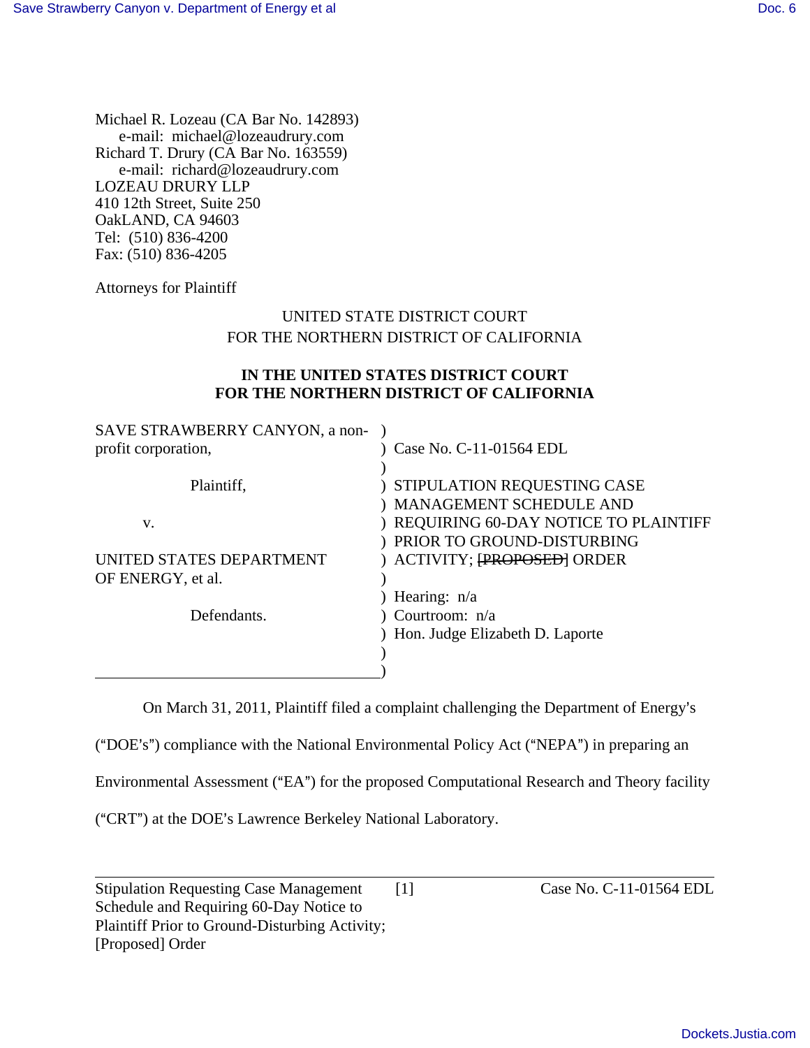Michael R. Lozeau (CA Bar No. 142893)
e-mail: michael@lozeaudrury.com
Richard T. Drury (CA Bar No. 163559)
e-mail: richard@lozeaudrury.com
LOZEAU DRURY LLP
410 12th Street, Suite 250
OakLAND, CA 94603
Tel: (510) 836-4200
Fax: (510) 836-4205

Attorneys for Plaintiff

UNITED STATE DISTRICT COURT
FOR THE NORTHERN DISTRICT OF CALIFORNIA

**IN THE UNITED STATES DISTRICT COURT**
**FOR THE NORTHERN DISTRICT OF CALIFORNIA**

| | |
|---|---|
| SAVE STRAWBERRY CANYON, a non-profit corporation, | Case No. C-11-01564 EDL |
| Plaintiff, | STIPULATION REQUESTING CASE MANAGEMENT SCHEDULE AND REQUIRING 60-DAY NOTICE TO PLAINTIFF PRIOR TO GROUND-DISTURBING ACTIVITY; ~~[PROPOSED]~~ ORDER |
| v. | |
| UNITED STATES DEPARTMENT OF ENERGY, et al. | Hearing: n/a |
| Defendants. | Courtroom: n/a |
| | Hon. Judge Elizabeth D. Laporte |

On March 31, 2011, Plaintiff filed a complaint challenging the Department of Energy's ("DOE's") compliance with the National Environmental Policy Act ("NEPA") in preparing an Environmental Assessment ("EA") for the proposed Computational Research and Theory facility ("CRT") at the DOE's Lawrence Berkeley National Laboratory.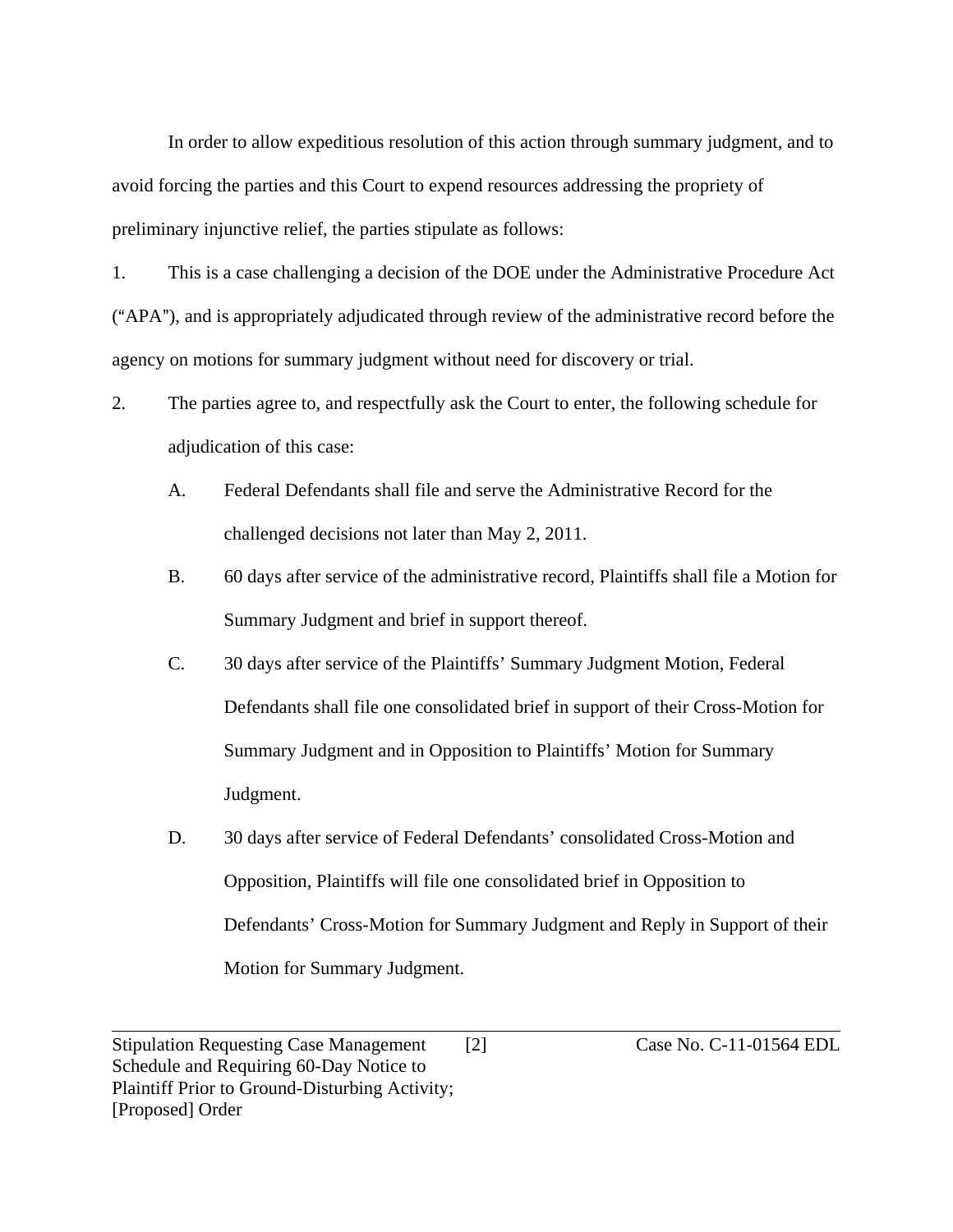In order to allow expeditious resolution of this action through summary judgment, and to avoid forcing the parties and this Court to expend resources addressing the propriety of preliminary injunctive relief, the parties stipulate as follows:

1. This is a case challenging a decision of the DOE under the Administrative Procedure Act ("APA"), and is appropriately adjudicated through review of the administrative record before the agency on motions for summary judgment without need for discovery or trial.

2. The parties agree to, and respectfully ask the Court to enter, the following schedule for adjudication of this case:

   A. Federal Defendants shall file and serve the Administrative Record for the challenged decisions not later than May 2, 2011.

   B. 60 days after service of the administrative record, Plaintiffs shall file a Motion for Summary Judgment and brief in support thereof.

   C. 30 days after service of the Plaintiffs' Summary Judgment Motion, Federal Defendants shall file one consolidated brief in support of their Cross-Motion for Summary Judgment and in Opposition to Plaintiffs' Motion for Summary Judgment.

   D. 30 days after service of Federal Defendants' consolidated Cross-Motion and Opposition, Plaintiffs will file one consolidated brief in Opposition to Defendants' Cross-Motion for Summary Judgment and Reply in Support of their Motion for Summary Judgment.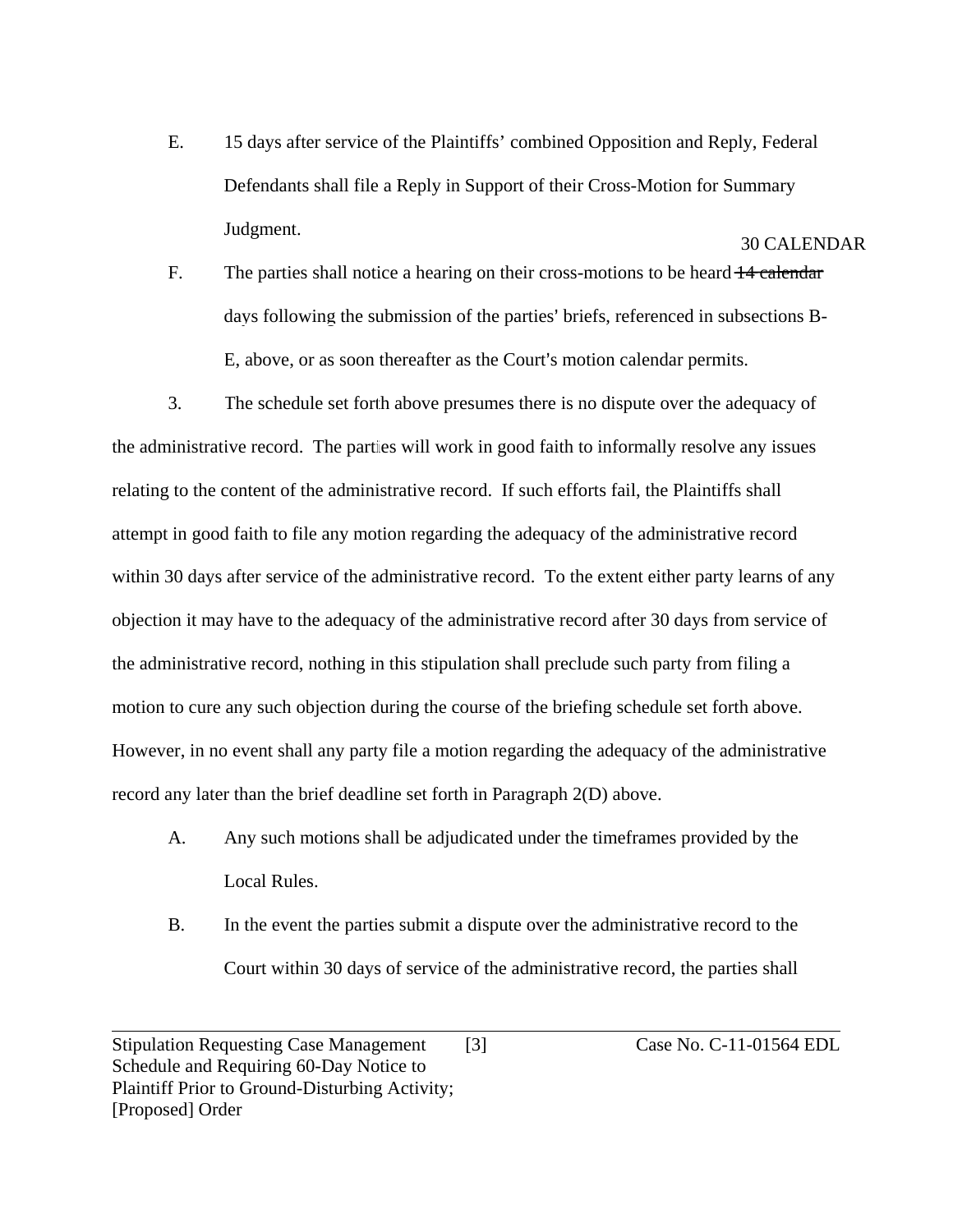E. 15 days after service of the Plaintiffs' combined Opposition and Reply, Federal Defendants shall file a Reply in Support of their Cross-Motion for Summary Judgment.

F. The parties shall notice a hearing on their cross-motions to be heard ~~14 calendar~~ 30 CALENDAR days following the submission of the parties' briefs, referenced in subsections B-E, above, or as soon thereafter as the Court's motion calendar permits.

3. The schedule set forth above presumes there is no dispute over the adequacy of the administrative record. The parties will work in good faith to informally resolve any issues relating to the content of the administrative record. If such efforts fail, the Plaintiffs shall attempt in good faith to file any motion regarding the adequacy of the administrative record within 30 days after service of the administrative record. To the extent either party learns of any objection it may have to the adequacy of the administrative record after 30 days from service of the administrative record, nothing in this stipulation shall preclude such party from filing a motion to cure any such objection during the course of the briefing schedule set forth above. However, in no event shall any party file a motion regarding the adequacy of the administrative record any later than the brief deadline set forth in Paragraph 2(D) above.

A. Any such motions shall be adjudicated under the timeframes provided by the Local Rules.

B. In the event the parties submit a dispute over the administrative record to the Court within 30 days of service of the administrative record, the parties shall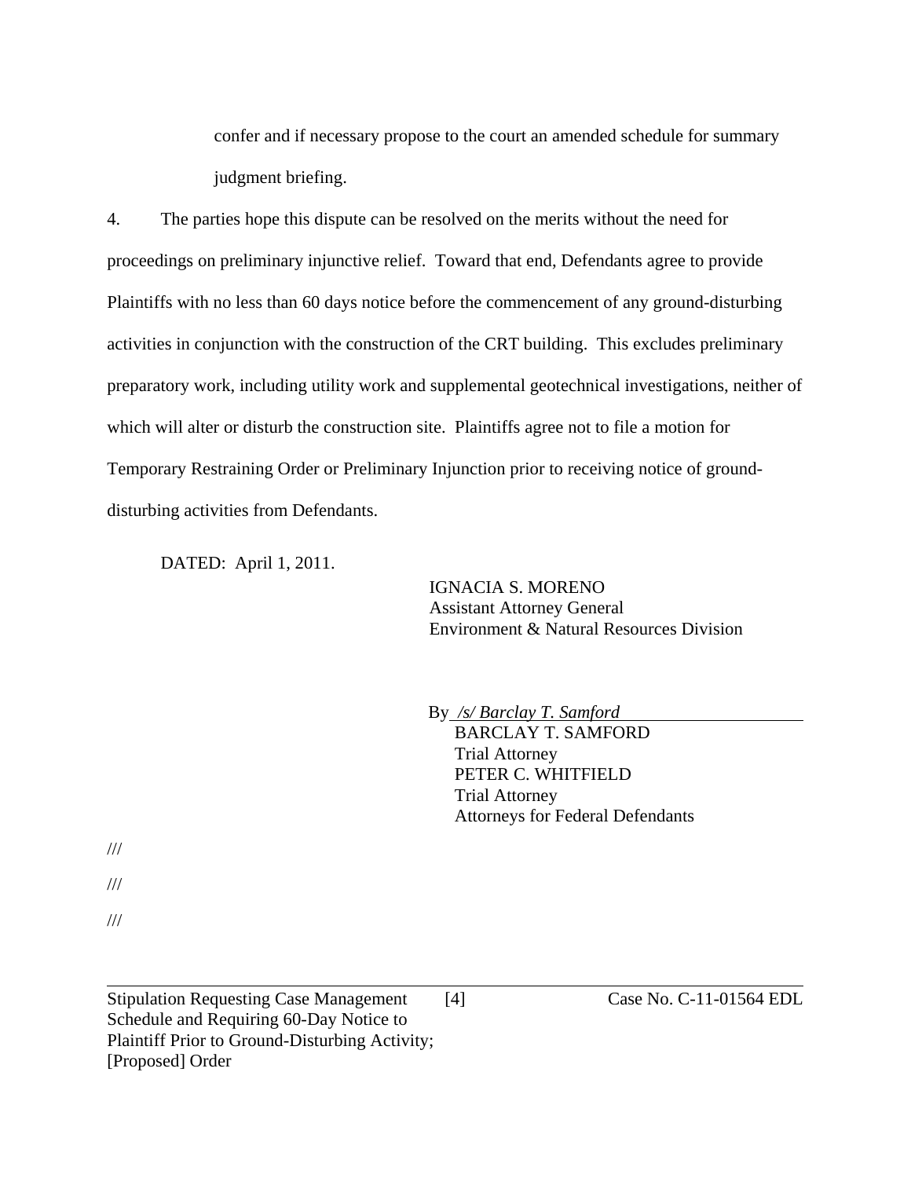confer and if necessary propose to the court an amended schedule for summary judgment briefing.

4. The parties hope this dispute can be resolved on the merits without the need for proceedings on preliminary injunctive relief. Toward that end, Defendants agree to provide Plaintiffs with no less than 60 days notice before the commencement of any ground-disturbing activities in conjunction with the construction of the CRT building. This excludes preliminary preparatory work, including utility work and supplemental geotechnical investigations, neither of which will alter or disturb the construction site. Plaintiffs agree not to file a motion for Temporary Restraining Order or Preliminary Injunction prior to receiving notice of ground-disturbing activities from Defendants.

DATED: April 1, 2011.

IGNACIA S. MORENO
Assistant Attorney General
Environment & Natural Resources Division

By *_/s/ Barclay T. Samford_*
BARCLAY T. SAMFORD
Trial Attorney
PETER C. WHITFIELD
Trial Attorney
Attorneys for Federal Defendants

///

///

///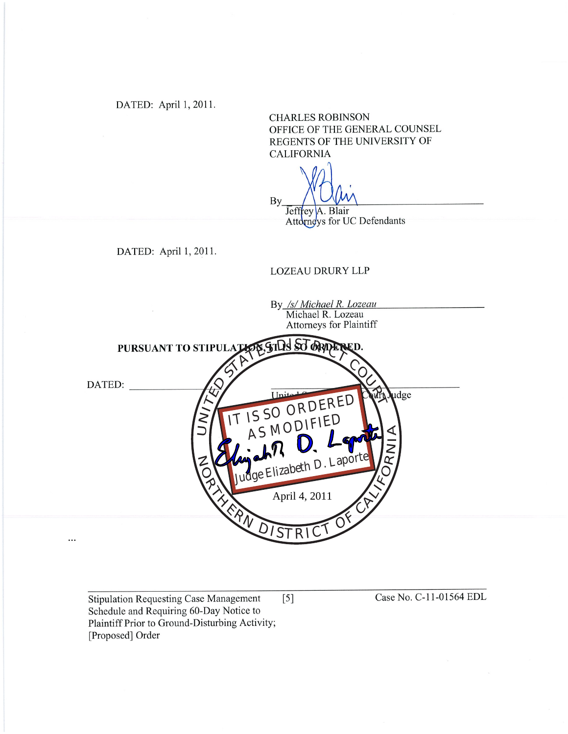DATED: April 1, 2011.

CHARLES ROBINSON
OFFICE OF THE GENERAL COUNSEL
REGENTS OF THE UNIVERSITY OF
CALIFORNIA

By ______________________________
Jeffrey A. Blair
Attorneys for UC Defendants

DATED: April 1, 2011.

LOZEAU DRURY LLP

By */s/ Michael R. Lozeau*
Michael R. Lozeau
Attorneys for Plaintiff

**PURSUANT TO STIPULATION, IT IS SO ORDERED.**

DATED: ______________________________

United States District Court Judge

UNITED STATES DISTRICT COURT
NORTHERN DISTRICT OF CALIFORNIA

IT IS SO ORDERED
AS MODIFIED

Judge Elizabeth D. Laporte

April 4, 2011

...

Stipulation Requesting Case Management Schedule and Requiring 60-Day Notice to Plaintiff Prior to Ground-Disturbing Activity; [Proposed] Order

Case No. C-11-01564 EDL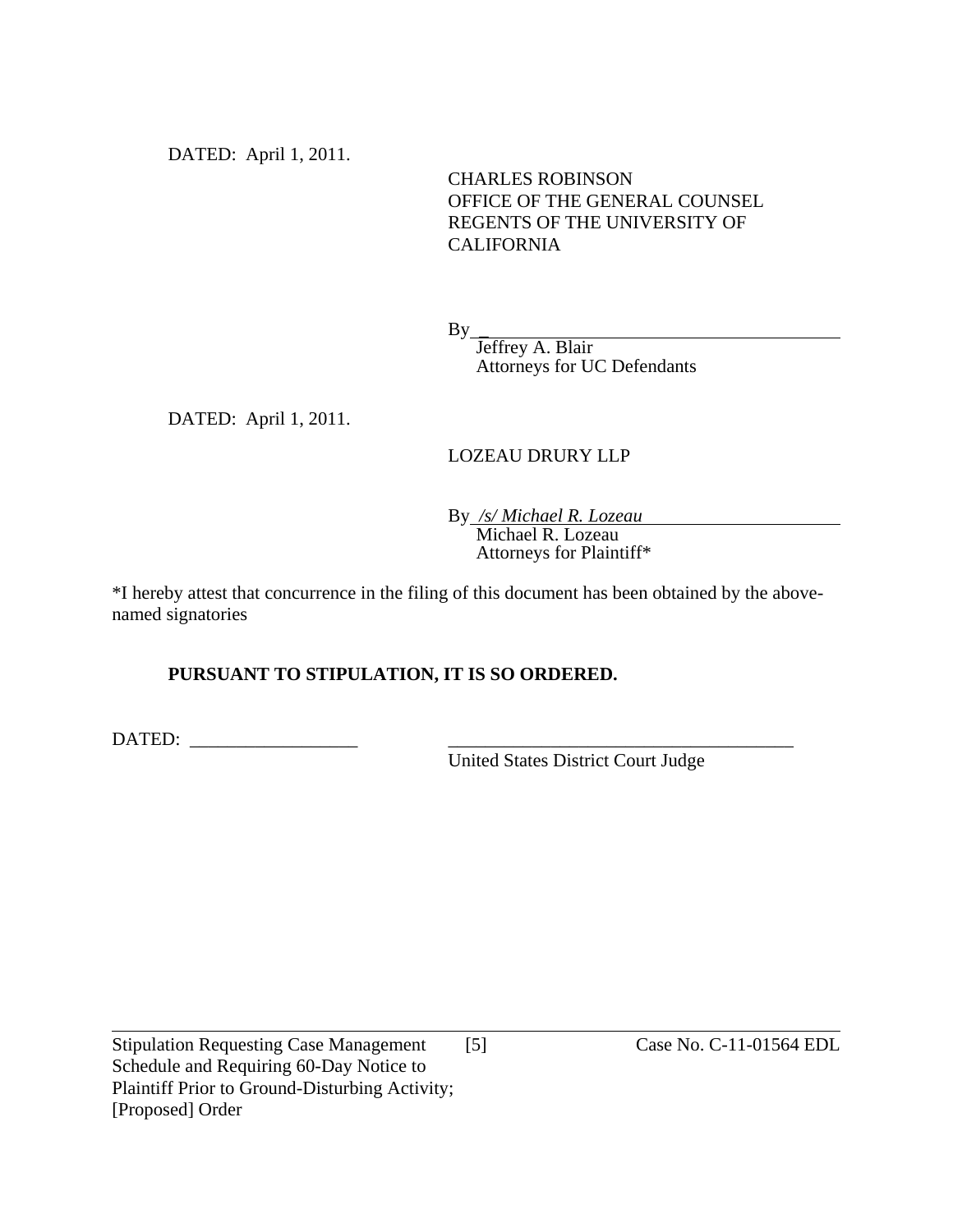DATED: April 1, 2011.

CHARLES ROBINSON
OFFICE OF THE GENERAL COUNSEL
REGENTS OF THE UNIVERSITY OF CALIFORNIA

By _______________________________
Jeffrey A. Blair
Attorneys for UC Defendants

DATED: April 1, 2011.

LOZEAU DRURY LLP

By */s/ Michael R. Lozeau*
Michael R. Lozeau
Attorneys for Plaintiff*

*I hereby attest that concurrence in the filing of this document has been obtained by the above-named signatories

**PURSUANT TO STIPULATION, IT IS SO ORDERED.**

DATED: __________________ ______________________________________
United States District Court Judge

Stipulation Requesting Case Management Schedule and Requiring 60-Day Notice to Plaintiff Prior to Ground-Disturbing Activity; [Proposed] Order [5] Case No. C-11-01564 EDL